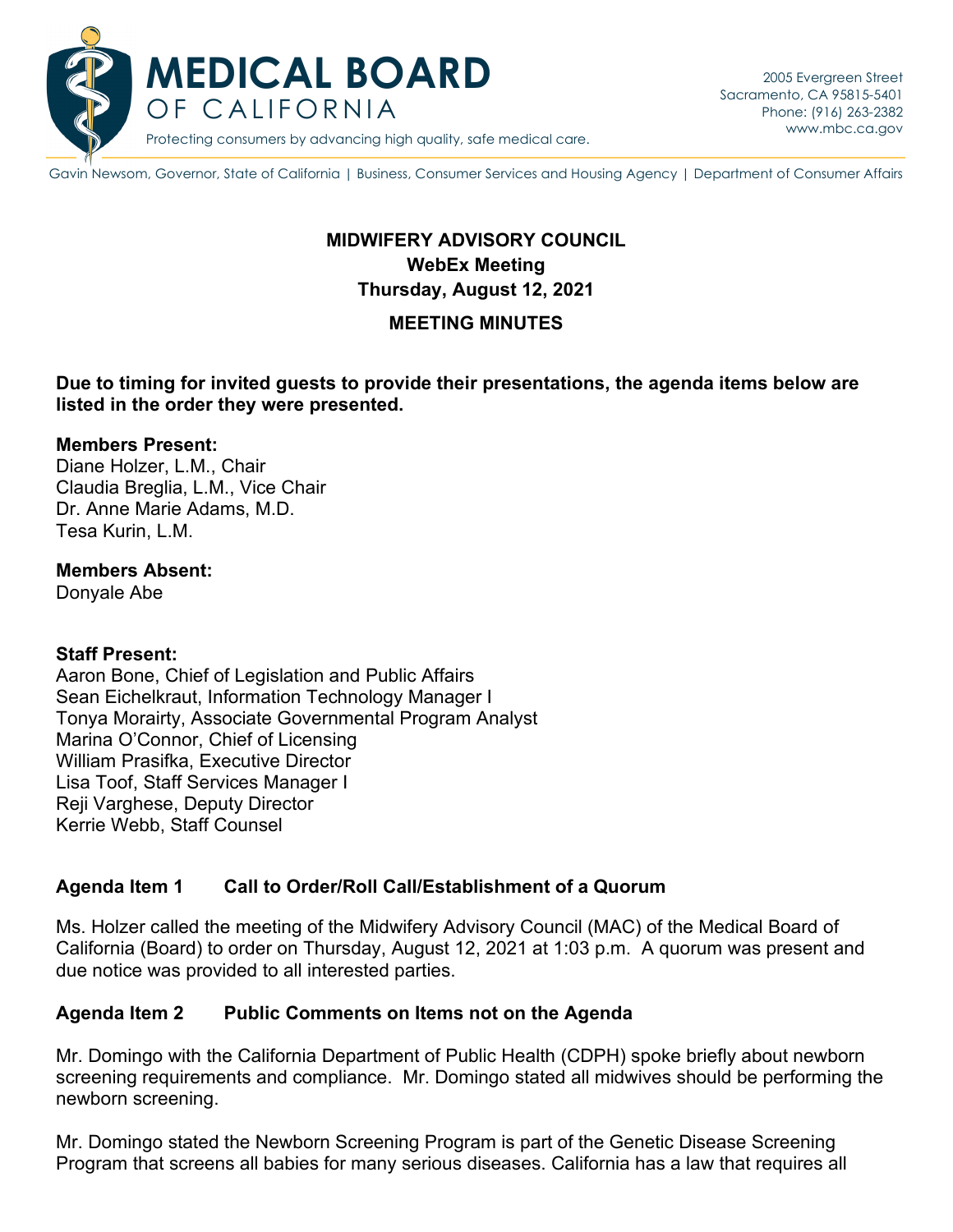# MEDICAL BOARD OF CALIFORNIA

Protecting consumers by advancing high quality, safe medical care.

2005 Evergreen Street
Sacramento, CA 95815-5401
Phone: (916) 263-2382
www.mbc.ca.gov

Gavin Newsom, Governor, State of California | Business, Consumer Services and Housing Agency | Department of Consumer Affairs

**MIDWIFERY ADVISORY COUNCIL**
**WebEx Meeting**
**Thursday, August 12, 2021**

**MEETING MINUTES**

**Due to timing for invited guests to provide their presentations, the agenda items below are listed in the order they were presented.**

**Members Present:**
Diane Holzer, L.M., Chair
Claudia Breglia, L.M., Vice Chair
Dr. Anne Marie Adams, M.D.
Tesa Kurin, L.M.

**Members Absent:**
Donyale Abe

**Staff Present:**
Aaron Bone, Chief of Legislation and Public Affairs
Sean Eichelkraut, Information Technology Manager I
Tonya Morairty, Associate Governmental Program Analyst
Marina O'Connor, Chief of Licensing
William Prasifka, Executive Director
Lisa Toof, Staff Services Manager I
Reji Varghese, Deputy Director
Kerrie Webb, Staff Counsel

## Agenda Item 1 Call to Order/Roll Call/Establishment of a Quorum

Ms. Holzer called the meeting of the Midwifery Advisory Council (MAC) of the Medical Board of California (Board) to order on Thursday, August 12, 2021 at 1:03 p.m. A quorum was present and due notice was provided to all interested parties.

## Agenda Item 2 Public Comments on Items not on the Agenda

Mr. Domingo with the California Department of Public Health (CDPH) spoke briefly about newborn screening requirements and compliance. Mr. Domingo stated all midwives should be performing the newborn screening.

Mr. Domingo stated the Newborn Screening Program is part of the Genetic Disease Screening Program that screens all babies for many serious diseases. California has a law that requires all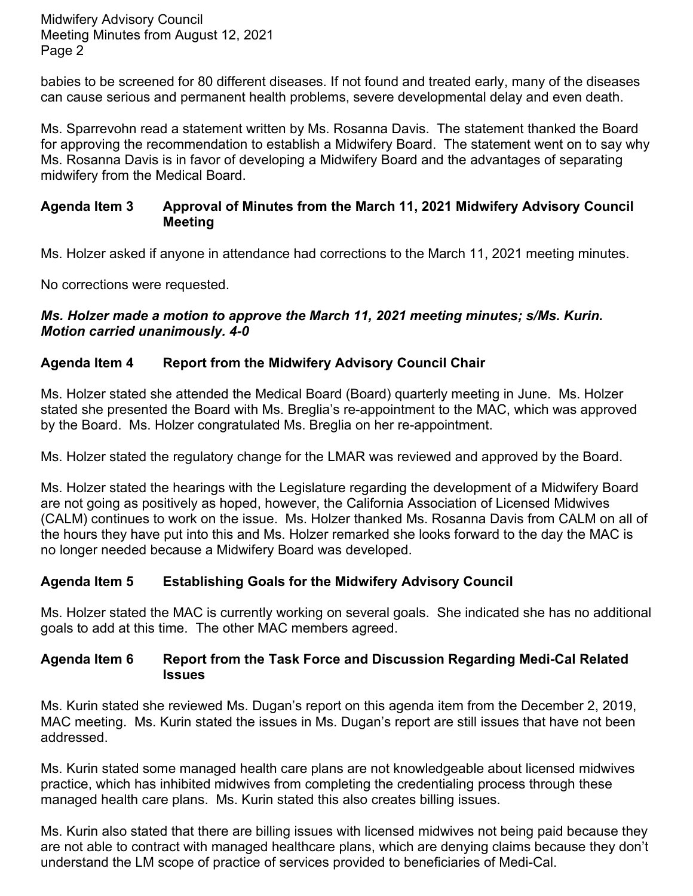babies to be screened for 80 different diseases. If not found and treated early, many of the diseases can cause serious and permanent health problems, severe developmental delay and even death.

Ms. Sparrevohn read a statement written by Ms. Rosanna Davis. The statement thanked the Board for approving the recommendation to establish a Midwifery Board. The statement went on to say why Ms. Rosanna Davis is in favor of developing a Midwifery Board and the advantages of separating midwifery from the Medical Board.

### Agenda Item 3 Approval of Minutes from the March 11, 2021 Midwifery Advisory Council Meeting

Ms. Holzer asked if anyone in attendance had corrections to the March 11, 2021 meeting minutes.

No corrections were requested.

***Ms. Holzer made a motion to approve the March 11, 2021 meeting minutes; s/Ms. Kurin. Motion carried unanimously. 4-0***

### Agenda Item 4 Report from the Midwifery Advisory Council Chair

Ms. Holzer stated she attended the Medical Board (Board) quarterly meeting in June. Ms. Holzer stated she presented the Board with Ms. Breglia's re-appointment to the MAC, which was approved by the Board. Ms. Holzer congratulated Ms. Breglia on her re-appointment.

Ms. Holzer stated the regulatory change for the LMAR was reviewed and approved by the Board.

Ms. Holzer stated the hearings with the Legislature regarding the development of a Midwifery Board are not going as positively as hoped, however, the California Association of Licensed Midwives (CALM) continues to work on the issue. Ms. Holzer thanked Ms. Rosanna Davis from CALM on all of the hours they have put into this and Ms. Holzer remarked she looks forward to the day the MAC is no longer needed because a Midwifery Board was developed.

### Agenda Item 5 Establishing Goals for the Midwifery Advisory Council

Ms. Holzer stated the MAC is currently working on several goals. She indicated she has no additional goals to add at this time. The other MAC members agreed.

### Agenda Item 6 Report from the Task Force and Discussion Regarding Medi-Cal Related Issues

Ms. Kurin stated she reviewed Ms. Dugan's report on this agenda item from the December 2, 2019, MAC meeting. Ms. Kurin stated the issues in Ms. Dugan's report are still issues that have not been addressed.

Ms. Kurin stated some managed health care plans are not knowledgeable about licensed midwives practice, which has inhibited midwives from completing the credentialing process through these managed health care plans. Ms. Kurin stated this also creates billing issues.

Ms. Kurin also stated that there are billing issues with licensed midwives not being paid because they are not able to contract with managed healthcare plans, which are denying claims because they don't understand the LM scope of practice of services provided to beneficiaries of Medi-Cal.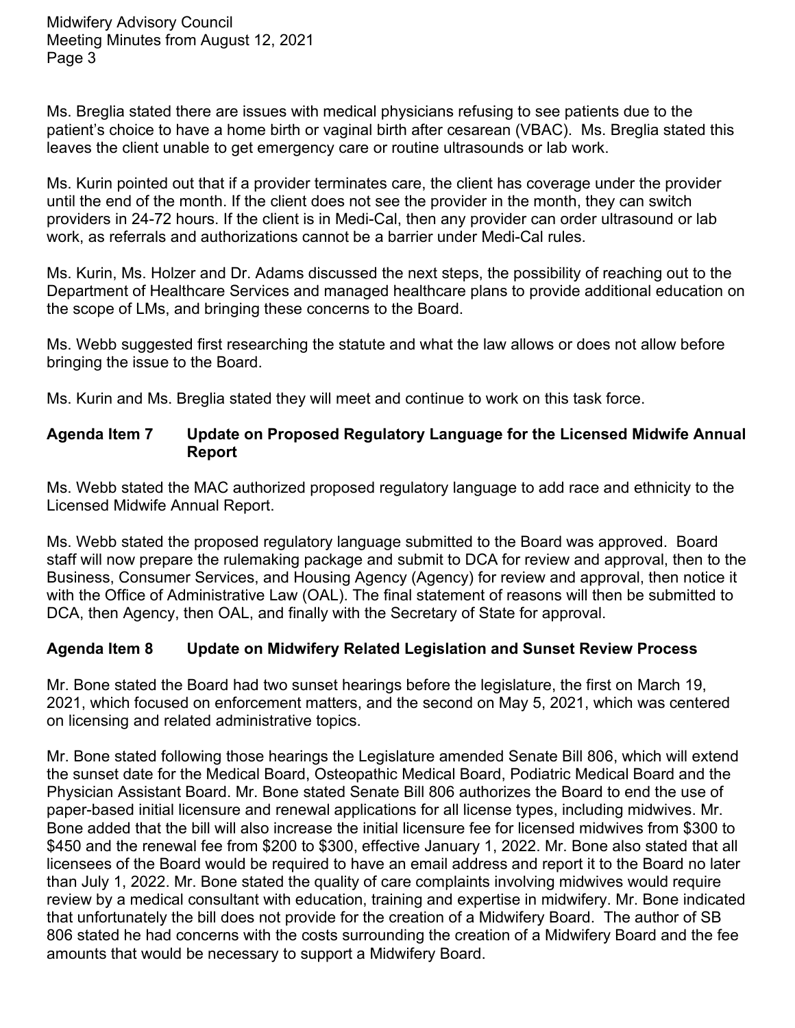Ms. Breglia stated there are issues with medical physicians refusing to see patients due to the patient's choice to have a home birth or vaginal birth after cesarean (VBAC). Ms. Breglia stated this leaves the client unable to get emergency care or routine ultrasounds or lab work.

Ms. Kurin pointed out that if a provider terminates care, the client has coverage under the provider until the end of the month. If the client does not see the provider in the month, they can switch providers in 24-72 hours. If the client is in Medi-Cal, then any provider can order ultrasound or lab work, as referrals and authorizations cannot be a barrier under Medi-Cal rules.

Ms. Kurin, Ms. Holzer and Dr. Adams discussed the next steps, the possibility of reaching out to the Department of Healthcare Services and managed healthcare plans to provide additional education on the scope of LMs, and bringing these concerns to the Board.

Ms. Webb suggested first researching the statute and what the law allows or does not allow before bringing the issue to the Board.

Ms. Kurin and Ms. Breglia stated they will meet and continue to work on this task force.

## Agenda Item 7 Update on Proposed Regulatory Language for the Licensed Midwife Annual Report

Ms. Webb stated the MAC authorized proposed regulatory language to add race and ethnicity to the Licensed Midwife Annual Report.

Ms. Webb stated the proposed regulatory language submitted to the Board was approved. Board staff will now prepare the rulemaking package and submit to DCA for review and approval, then to the Business, Consumer Services, and Housing Agency (Agency) for review and approval, then notice it with the Office of Administrative Law (OAL). The final statement of reasons will then be submitted to DCA, then Agency, then OAL, and finally with the Secretary of State for approval.

## Agenda Item 8 Update on Midwifery Related Legislation and Sunset Review Process

Mr. Bone stated the Board had two sunset hearings before the legislature, the first on March 19, 2021, which focused on enforcement matters, and the second on May 5, 2021, which was centered on licensing and related administrative topics.

Mr. Bone stated following those hearings the Legislature amended Senate Bill 806, which will extend the sunset date for the Medical Board, Osteopathic Medical Board, Podiatric Medical Board and the Physician Assistant Board. Mr. Bone stated Senate Bill 806 authorizes the Board to end the use of paper-based initial licensure and renewal applications for all license types, including midwives. Mr. Bone added that the bill will also increase the initial licensure fee for licensed midwives from $300 to $450 and the renewal fee from $200 to $300, effective January 1, 2022. Mr. Bone also stated that all licensees of the Board would be required to have an email address and report it to the Board no later than July 1, 2022. Mr. Bone stated the quality of care complaints involving midwives would require review by a medical consultant with education, training and expertise in midwifery. Mr. Bone indicated that unfortunately the bill does not provide for the creation of a Midwifery Board. The author of SB 806 stated he had concerns with the costs surrounding the creation of a Midwifery Board and the fee amounts that would be necessary to support a Midwifery Board.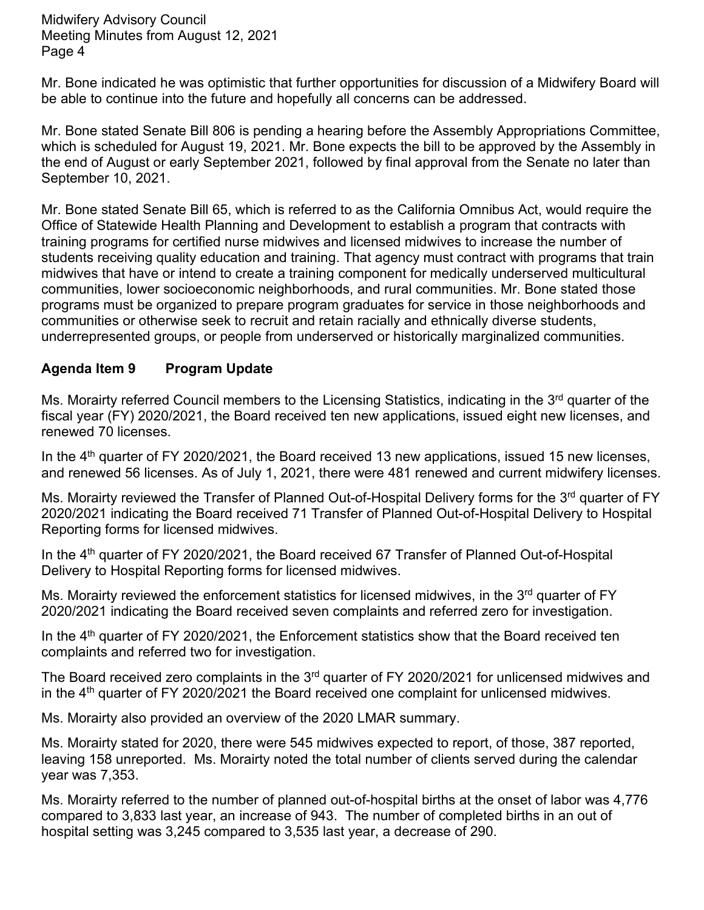Mr. Bone indicated he was optimistic that further opportunities for discussion of a Midwifery Board will be able to continue into the future and hopefully all concerns can be addressed.

Mr. Bone stated Senate Bill 806 is pending a hearing before the Assembly Appropriations Committee, which is scheduled for August 19, 2021. Mr. Bone expects the bill to be approved by the Assembly in the end of August or early September 2021, followed by final approval from the Senate no later than September 10, 2021.

Mr. Bone stated Senate Bill 65, which is referred to as the California Omnibus Act, would require the Office of Statewide Health Planning and Development to establish a program that contracts with training programs for certified nurse midwives and licensed midwives to increase the number of students receiving quality education and training. That agency must contract with programs that train midwives that have or intend to create a training component for medically underserved multicultural communities, lower socioeconomic neighborhoods, and rural communities. Mr. Bone stated those programs must be organized to prepare program graduates for service in those neighborhoods and communities or otherwise seek to recruit and retain racially and ethnically diverse students, underrepresented groups, or people from underserved or historically marginalized communities.

## Agenda Item 9 Program Update

Ms. Morairty referred Council members to the Licensing Statistics, indicating in the 3rd quarter of the fiscal year (FY) 2020/2021, the Board received ten new applications, issued eight new licenses, and renewed 70 licenses.

In the 4th quarter of FY 2020/2021, the Board received 13 new applications, issued 15 new licenses, and renewed 56 licenses. As of July 1, 2021, there were 481 renewed and current midwifery licenses.

Ms. Morairty reviewed the Transfer of Planned Out-of-Hospital Delivery forms for the 3rd quarter of FY 2020/2021 indicating the Board received 71 Transfer of Planned Out-of-Hospital Delivery to Hospital Reporting forms for licensed midwives.

In the 4th quarter of FY 2020/2021, the Board received 67 Transfer of Planned Out-of-Hospital Delivery to Hospital Reporting forms for licensed midwives.

Ms. Morairty reviewed the enforcement statistics for licensed midwives, in the 3rd quarter of FY 2020/2021 indicating the Board received seven complaints and referred zero for investigation.

In the 4th quarter of FY 2020/2021, the Enforcement statistics show that the Board received ten complaints and referred two for investigation.

The Board received zero complaints in the 3rd quarter of FY 2020/2021 for unlicensed midwives and in the 4th quarter of FY 2020/2021 the Board received one complaint for unlicensed midwives.

Ms. Morairty also provided an overview of the 2020 LMAR summary.

Ms. Morairty stated for 2020, there were 545 midwives expected to report, of those, 387 reported, leaving 158 unreported. Ms. Morairty noted the total number of clients served during the calendar year was 7,353.

Ms. Morairty referred to the number of planned out-of-hospital births at the onset of labor was 4,776 compared to 3,833 last year, an increase of 943. The number of completed births in an out of hospital setting was 3,245 compared to 3,535 last year, a decrease of 290.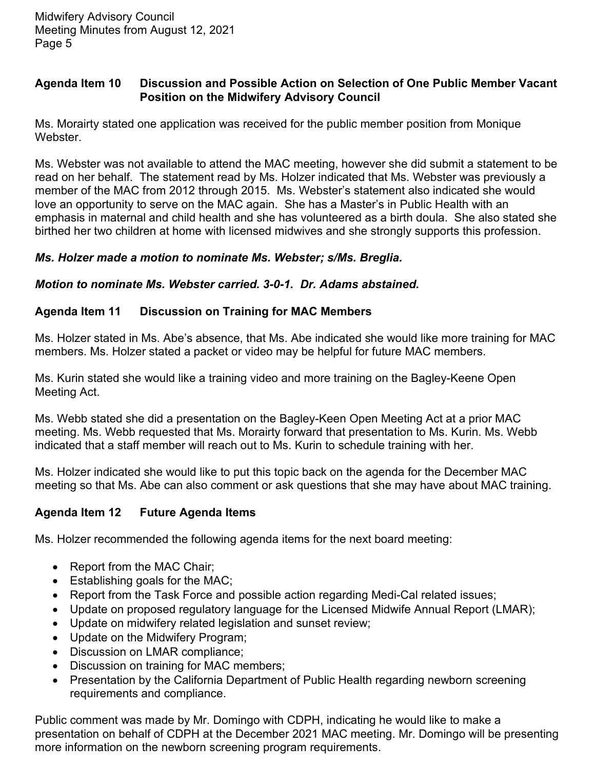### Agenda Item 10 Discussion and Possible Action on Selection of One Public Member Vacant Position on the Midwifery Advisory Council

Ms. Morairty stated one application was received for the public member position from Monique Webster.

Ms. Webster was not available to attend the MAC meeting, however she did submit a statement to be read on her behalf. The statement read by Ms. Holzer indicated that Ms. Webster was previously a member of the MAC from 2012 through 2015. Ms. Webster's statement also indicated she would love an opportunity to serve on the MAC again. She has a Master's in Public Health with an emphasis in maternal and child health and she has volunteered as a birth doula. She also stated she birthed her two children at home with licensed midwives and she strongly supports this profession.

***Ms. Holzer made a motion to nominate Ms. Webster; s/Ms. Breglia.***

***Motion to nominate Ms. Webster carried. 3-0-1. Dr. Adams abstained.***

### Agenda Item 11 Discussion on Training for MAC Members

Ms. Holzer stated in Ms. Abe's absence, that Ms. Abe indicated she would like more training for MAC members. Ms. Holzer stated a packet or video may be helpful for future MAC members.

Ms. Kurin stated she would like a training video and more training on the Bagley-Keene Open Meeting Act.

Ms. Webb stated she did a presentation on the Bagley-Keen Open Meeting Act at a prior MAC meeting. Ms. Webb requested that Ms. Morairty forward that presentation to Ms. Kurin. Ms. Webb indicated that a staff member will reach out to Ms. Kurin to schedule training with her.

Ms. Holzer indicated she would like to put this topic back on the agenda for the December MAC meeting so that Ms. Abe can also comment or ask questions that she may have about MAC training.

### Agenda Item 12 Future Agenda Items

Ms. Holzer recommended the following agenda items for the next board meeting:

- Report from the MAC Chair;
- Establishing goals for the MAC;
- Report from the Task Force and possible action regarding Medi-Cal related issues;
- Update on proposed regulatory language for the Licensed Midwife Annual Report (LMAR);
- Update on midwifery related legislation and sunset review;
- Update on the Midwifery Program;
- Discussion on LMAR compliance;
- Discussion on training for MAC members;
- Presentation by the California Department of Public Health regarding newborn screening requirements and compliance.

Public comment was made by Mr. Domingo with CDPH, indicating he would like to make a presentation on behalf of CDPH at the December 2021 MAC meeting. Mr. Domingo will be presenting more information on the newborn screening program requirements.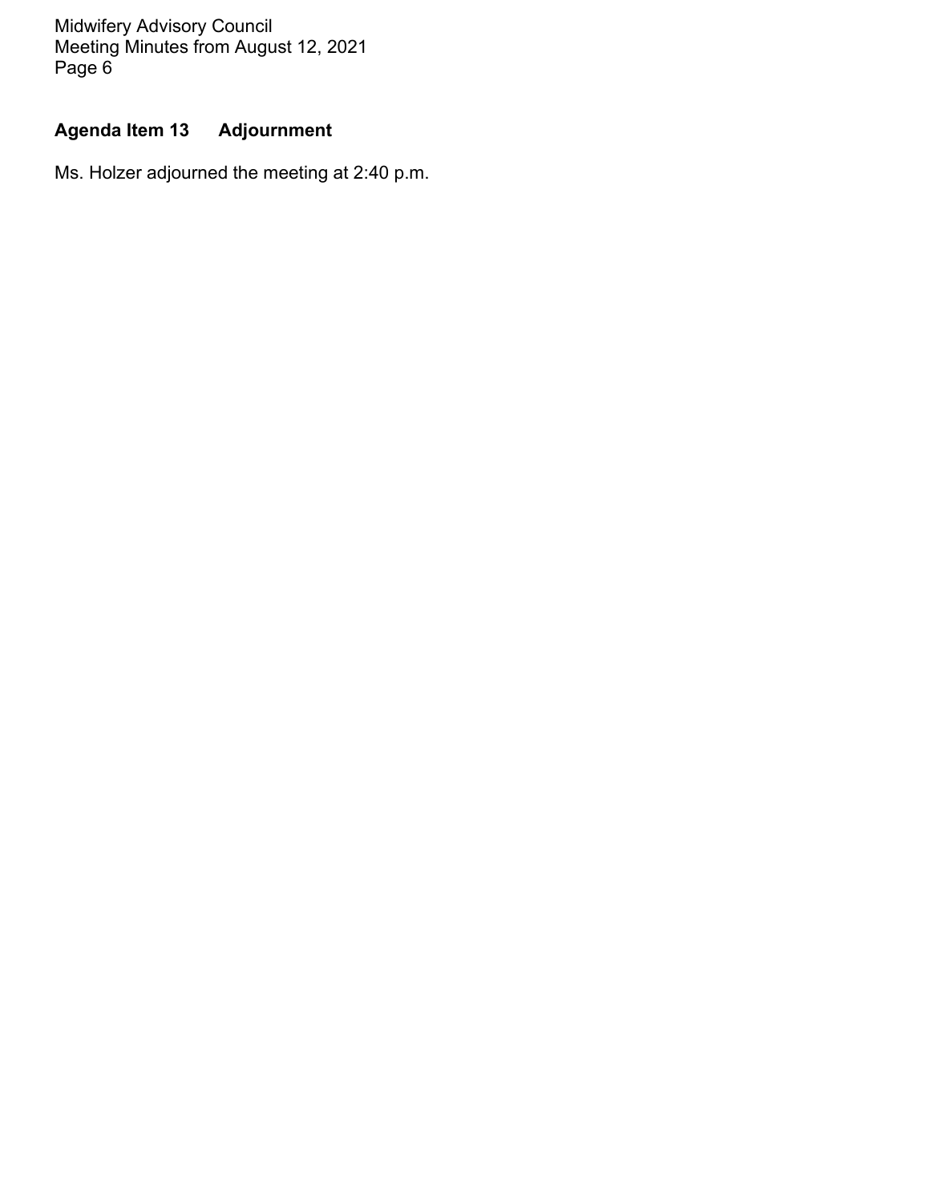## Agenda Item 13 Adjournment

Ms. Holzer adjourned the meeting at 2:40 p.m.